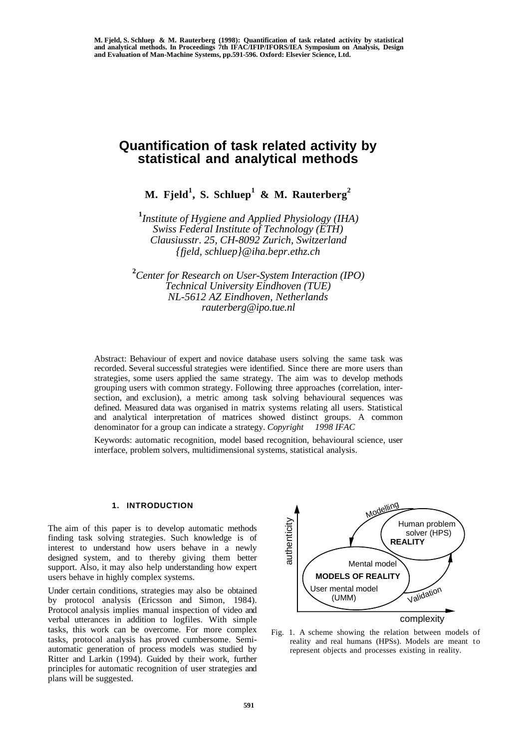M. Fjeld, S. Schluep & M. Rauterberg (1998): Quantification of task related activity by statistical and analytical methods. In Proceedings 7th IFAC/IFIP/IFORS/IEA Symposium on Analysis, Design and Evaluation of Man-Machine Systems, pp.591-596. Oxford: Elsevier Science, Ltd.

# Quantification of task related activity by statistical and analytical methods

**M. Fjeld[1], S. Schluep[1] & M. Rauterberg[2]**

[1]*Institute of Hygiene and Applied Physiology (IHA)*
*Swiss Federal Institute of Technology (ETH)*
*Clausiusstr. 25, CH-8092 Zurich, Switzerland*
*{fjeld, schluep}@iha.bepr.ethz.ch*

[2]*Center for Research on User-System Interaction (IPO)*
*Technical University Eindhoven (TUE)*
*NL-5612 AZ Eindhoven, Netherlands*
*rauterberg@ipo.tue.nl*

Abstract: Behaviour of expert and novice database users solving the same task was recorded. Several successful strategies were identified. Since there are more users than strategies, some users applied the same strategy. The aim was to develop methods grouping users with common strategy. Following three approaches (correlation, intersection, and exclusion), a metric among task solving behavioural sequences was defined. Measured data was organised in matrix systems relating all users. Statistical and analytical interpretation of matrices showed distinct groups. A common denominator for a group can indicate a strategy. *Copyright 1998 IFAC*

Keywords: automatic recognition, model based recognition, behavioural science, user interface, problem solvers, multidimensional systems, statistical analysis.

## 1. INTRODUCTION

The aim of this paper is to develop automatic methods finding task solving strategies. Such knowledge is of interest to understand how users behave in a newly designed system, and to thereby giving them better support. Also, it may also help understanding how expert users behave in highly complex systems.

Under certain conditions, strategies may also be obtained by protocol analysis (Ericsson and Simon, 1984). Protocol analysis implies manual inspection of video and verbal utterances in addition to logfiles. With simple tasks, this work can be overcome. For more complex tasks, protocol analysis has proved cumbersome. Semi-automatic generation of process models was studied by Ritter and Larkin (1994). Guided by their work, further principles for automatic recognition of user strategies and plans will be suggested.

Fig. 1. A scheme showing the relation between models of reality and real humans (HPSs). Models are meant to represent objects and processes existing in reality.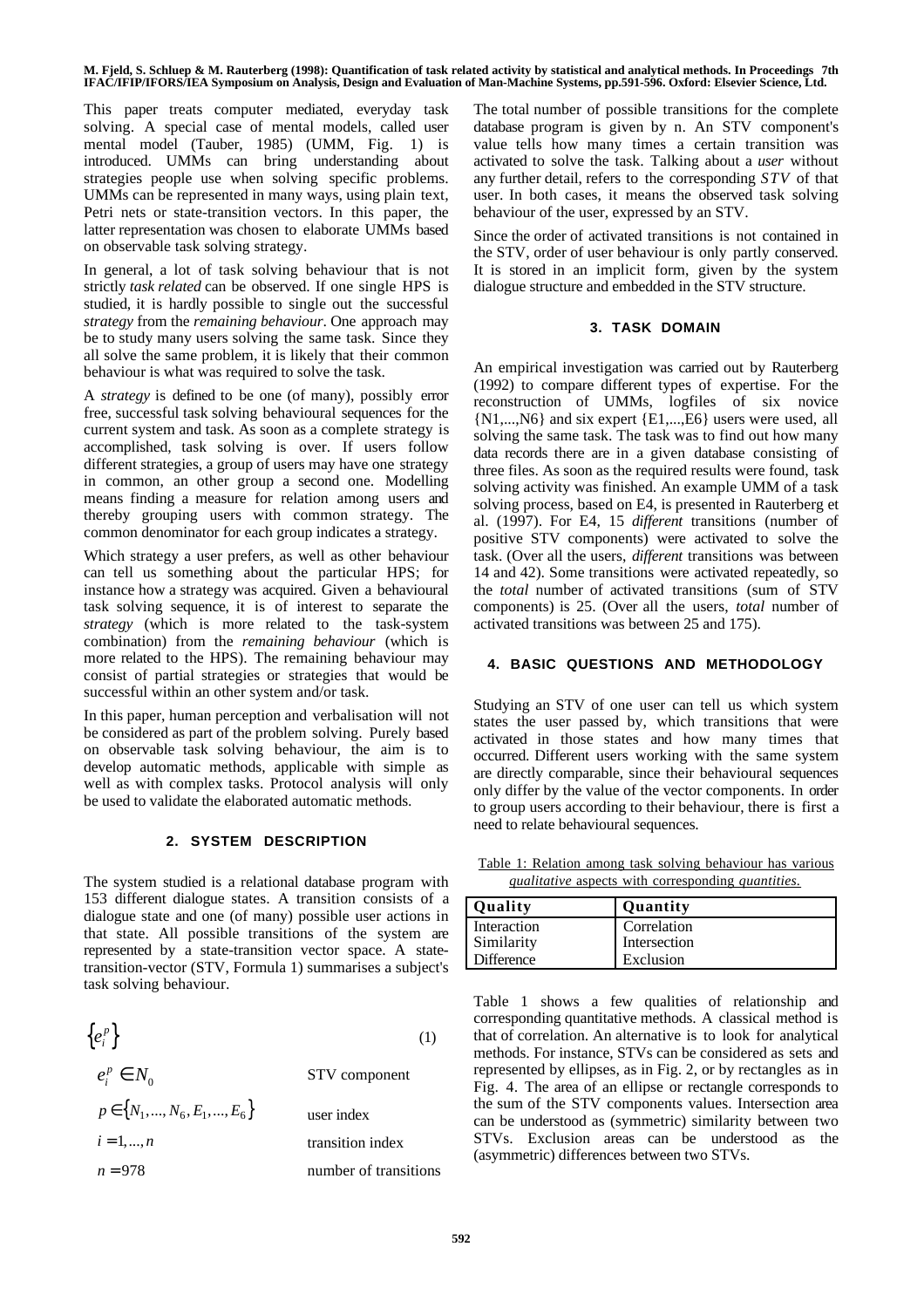This paper treats computer mediated, everyday task solving. A special case of mental models, called user mental model (Tauber, 1985) (UMM, Fig. 1) is introduced. UMMs can bring understanding about strategies people use when solving specific problems. UMMs can be represented in many ways, using plain text, Petri nets or state-transition vectors. In this paper, the latter representation was chosen to elaborate UMMs based on observable task solving strategy.

In general, a lot of task solving behaviour that is not strictly *task related* can be observed. If one single HPS is studied, it is hardly possible to single out the successful *strategy* from the *remaining behaviour*. One approach may be to study many users solving the same task. Since they all solve the same problem, it is likely that their common behaviour is what was required to solve the task.

A *strategy* is defined to be one (of many), possibly error free, successful task solving behavioural sequences for the current system and task. As soon as a complete strategy is accomplished, task solving is over. If users follow different strategies, a group of users may have one strategy in common, an other group a second one. Modelling means finding a measure for relation among users and thereby grouping users with common strategy. The common denominator for each group indicates a strategy.

Which strategy a user prefers, as well as other behaviour can tell us something about the particular HPS; for instance how a strategy was acquired. Given a behavioural task solving sequence, it is of interest to separate the *strategy* (which is more related to the task-system combination) from the *remaining behaviour* (which is more related to the HPS). The remaining behaviour may consist of partial strategies or strategies that would be successful within an other system and/or task.

In this paper, human perception and verbalisation will not be considered as part of the problem solving. Purely based on observable task solving behaviour, the aim is to develop automatic methods, applicable with simple as well as with complex tasks. Protocol analysis will only be used to validate the elaborated automatic methods.

## 2. SYSTEM DESCRIPTION

The system studied is a relational database program with 153 different dialogue states. A transition consists of a dialogue state and one (of many) possible user actions in that state. All possible transitions of the system are represented by a state-transition vector space. A state-transition-vector (STV, Formula 1) summarises a subject's task solving behaviour.

$$\left\{ e_i^p \right\} \qquad (1)$$

| | |
|---|---|
| $e_i^p \in N_0$ | STV component |
| $p \in \{N_1, ..., N_6, E_1, ..., E_6\}$ | user index |
| $i = 1, ..., n$ | transition index |
| $n = 978$ | number of transitions |

The total number of possible transitions for the complete database program is given by n. An STV component's value tells how many times a certain transition was activated to solve the task. Talking about a *user* without any further detail, refers to the corresponding *STV* of that user. In both cases, it means the observed task solving behaviour of the user, expressed by an STV.

Since the order of activated transitions is not contained in the STV, order of user behaviour is only partly conserved. It is stored in an implicit form, given by the system dialogue structure and embedded in the STV structure.

## 3. TASK DOMAIN

An empirical investigation was carried out by Rauterberg (1992) to compare different types of expertise. For the reconstruction of UMMs, logfiles of six novice {N1,...,N6} and six expert {E1,...,E6} users were used, all solving the same task. The task was to find out how many data records there are in a given database consisting of three files. As soon as the required results were found, task solving activity was finished. An example UMM of a task solving process, based on E4, is presented in Rauterberg et al. (1997). For E4, 15 *different* transitions (number of positive STV components) were activated to solve the task. (Over all the users, *different* transitions was between 14 and 42). Some transitions were activated repeatedly, so the *total* number of activated transitions (sum of STV components) is 25. (Over all the users, *total* number of activated transitions was between 25 and 175).

## 4. BASIC QUESTIONS AND METHODOLOGY

Studying an STV of one user can tell us which system states the user passed by, which transitions that were activated in those states and how many times that occurred. Different users working with the same system are directly comparable, since their behavioural sequences only differ by the value of the vector components. In order to group users according to their behaviour, there is first a need to relate behavioural sequences.

Table 1: Relation among task solving behaviour has various *qualitative* aspects with corresponding *quantities*.

| Quality | Quantity |
|---|---|
| Interaction | Correlation |
| Similarity | Intersection |
| Difference | Exclusion |

Table 1 shows a few qualities of relationship and corresponding quantitative methods. A classical method is that of correlation. An alternative is to look for analytical methods. For instance, STVs can be considered as sets and represented by ellipses, as in Fig. 2, or by rectangles as in Fig. 4. The area of an ellipse or rectangle corresponds to the sum of the STV components values. Intersection area can be understood as (symmetric) similarity between two STVs. Exclusion areas can be understood as the (asymmetric) differences between two STVs.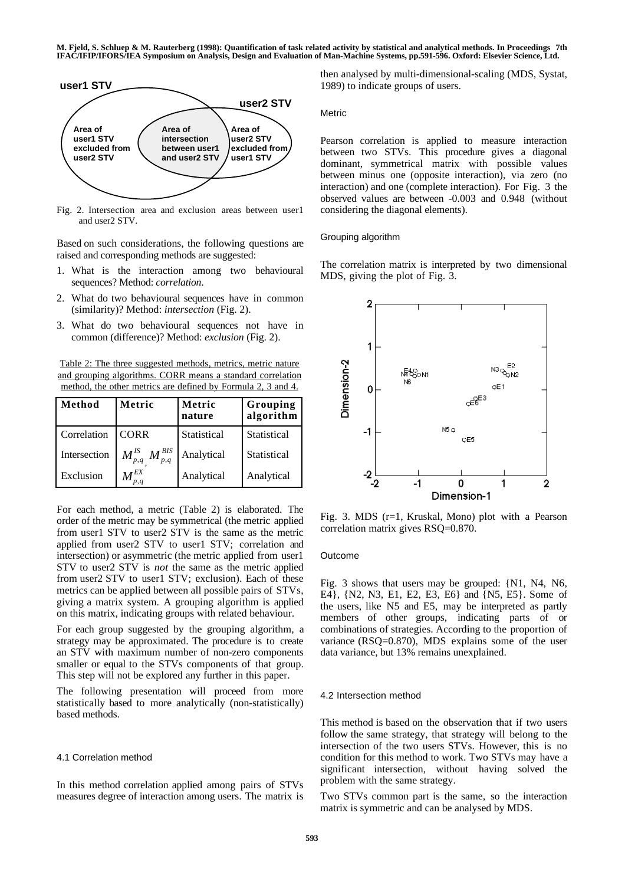Fig. 2. Intersection area and exclusion areas between user1 and user2 STV.

Based on such considerations, the following questions are raised and corresponding methods are suggested:

1. What is the interaction among two behavioural sequences? Method: *correlation*.
2. What do two behavioural sequences have in common (similarity)? Method: *intersection* (Fig. 2).
3. What do two behavioural sequences not have in common (difference)? Method: *exclusion* (Fig. 2).

Table 2: The three suggested methods, metrics, metric nature and grouping algorithms. CORR means a standard correlation method, the other metrics are defined by Formula 2, 3 and 4.

| Method | Metric | Metric nature | Grouping algorithm |
|---|---|---|---|
| Correlation | CORR | Statistical | Statistical |
| Intersection | $M^{IS}_{p,q}$, $M^{BIS}_{p,q}$ | Analytical | Statistical |
| Exclusion | $M^{EX}_{p,q}$ | Analytical | Analytical |

For each method, a metric (Table 2) is elaborated. The order of the metric may be symmetrical (the metric applied from user1 STV to user2 STV is the same as the metric applied from user2 STV to user1 STV; correlation and intersection) or asymmetric (the metric applied from user1 STV to user2 STV is *not* the same as the metric applied from user2 STV to user1 STV; exclusion). Each of these metrics can be applied between all possible pairs of STVs, giving a matrix system. A grouping algorithm is applied on this matrix, indicating groups with related behaviour.

For each group suggested by the grouping algorithm, a strategy may be approximated. The procedure is to create an STV with maximum number of non-zero components smaller or equal to the STVs components of that group. This step will not be explored any further in this paper.

The following presentation will proceed from more statistically based to more analytically (non-statistically) based methods.

### 4.1 Correlation method

In this method correlation applied among pairs of STVs measures degree of interaction among users. The matrix is then analysed by multi-dimensional-scaling (MDS, Systat, 1989) to indicate groups of users.

#### Metric

Pearson correlation is applied to measure interaction between two STVs. This procedure gives a diagonal dominant, symmetrical matrix with possible values between minus one (opposite interaction), via zero (no interaction) and one (complete interaction). For Fig. 3 the observed values are between -0.003 and 0.948 (without considering the diagonal elements).

#### Grouping algorithm

The correlation matrix is interpreted by two dimensional MDS, giving the plot of Fig. 3.

Fig. 3. MDS (r=1, Kruskal, Mono) plot with a Pearson correlation matrix gives RSQ=0.870.

#### Outcome

Fig. 3 shows that users may be grouped: {N1, N4, N6, E4}, {N2, N3, E1, E2, E3, E6} and {N5, E5}. Some of the users, like N5 and E5, may be interpreted as partly members of other groups, indicating parts of or combinations of strategies. According to the proportion of variance (RSQ=0.870), MDS explains some of the user data variance, but 13% remains unexplained.

### 4.2 Intersection method

This method is based on the observation that if two users follow the same strategy, that strategy will belong to the intersection of the two users STVs. However, this is no condition for this method to work. Two STVs may have a significant intersection, without having solved the problem with the same strategy.

Two STVs common part is the same, so the interaction matrix is symmetric and can be analysed by MDS.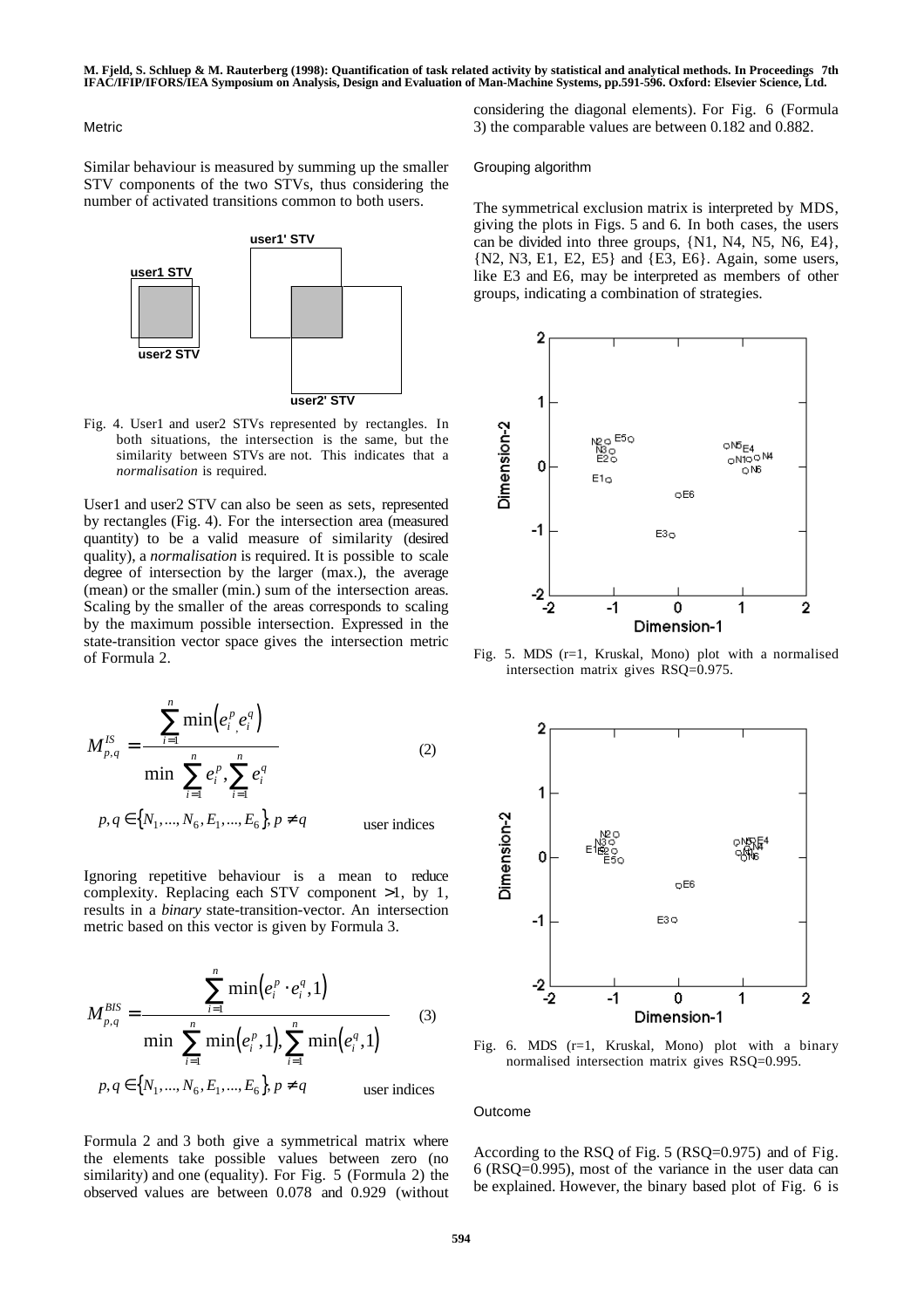### Metric

Similar behaviour is measured by summing up the smaller STV components of the two STVs, thus considering the number of activated transitions common to both users.

Fig. 4. User1 and user2 STVs represented by rectangles. In both situations, the intersection is the same, but the similarity between STVs are not. This indicates that a *normalisation* is required.

User1 and user2 STV can also be seen as sets, represented by rectangles (Fig. 4). For the intersection area (measured quantity) to be a valid measure of similarity (desired quality), a *normalisation* is required. It is possible to scale degree of intersection by the larger (max.), the average (mean) or the smaller (min.) sum of the intersection areas. Scaling by the smaller of the areas corresponds to scaling by the maximum possible intersection. Expressed in the state-transition vector space gives the intersection metric of Formula 2.

$$M^{IS}_{p,q} = \frac{\sum_{i=1}^{n} \min\left(e_i^p, e_i^q\right)}{\min\left(\sum_{i=1}^{n} e_i^p, \sum_{i=1}^{n} e_i^q\right)} \quad (2)$$

$p, q \in \{N_1, ..., N_6, E_1, ..., E_6\}, p \neq q$ user indices

Ignoring repetitive behaviour is a mean to reduce complexity. Replacing each STV component >1, by 1, results in a *binary* state-transition-vector. An intersection metric based on this vector is given by Formula 3.

$$M^{BIS}_{p,q} = \frac{\sum_{i=1}^{n} \min\left(e_i^p \cdot e_i^q, 1\right)}{\min\left(\sum_{i=1}^{n} \min\left(e_i^p, 1\right), \sum_{i=1}^{n} \min\left(e_i^q, 1\right)\right)} \quad (3)$$

$p, q \in \{N_1, ..., N_6, E_1, ..., E_6\}, p \neq q$ user indices

Formula 2 and 3 both give a symmetrical matrix where the elements take possible values between zero (no similarity) and one (equality). For Fig. 5 (Formula 2) the observed values are between 0.078 and 0.929 (without considering the diagonal elements). For Fig. 6 (Formula 3) the comparable values are between 0.182 and 0.882.

### Grouping algorithm

The symmetrical exclusion matrix is interpreted by MDS, giving the plots in Figs. 5 and 6. In both cases, the users can be divided into three groups, {N1, N4, N5, N6, E4}, {N2, N3, E1, E2, E5} and {E3, E6}. Again, some users, like E3 and E6, may be interpreted as members of other groups, indicating a combination of strategies.

Fig. 5. MDS (r=1, Kruskal, Mono) plot with a normalised intersection matrix gives RSQ=0.975.

Fig. 6. MDS (r=1, Kruskal, Mono) plot with a binary normalised intersection matrix gives RSQ=0.995.

### Outcome

According to the RSQ of Fig. 5 (RSQ=0.975) and of Fig. 6 (RSQ=0.995), most of the variance in the user data can be explained. However, the binary based plot of Fig. 6 is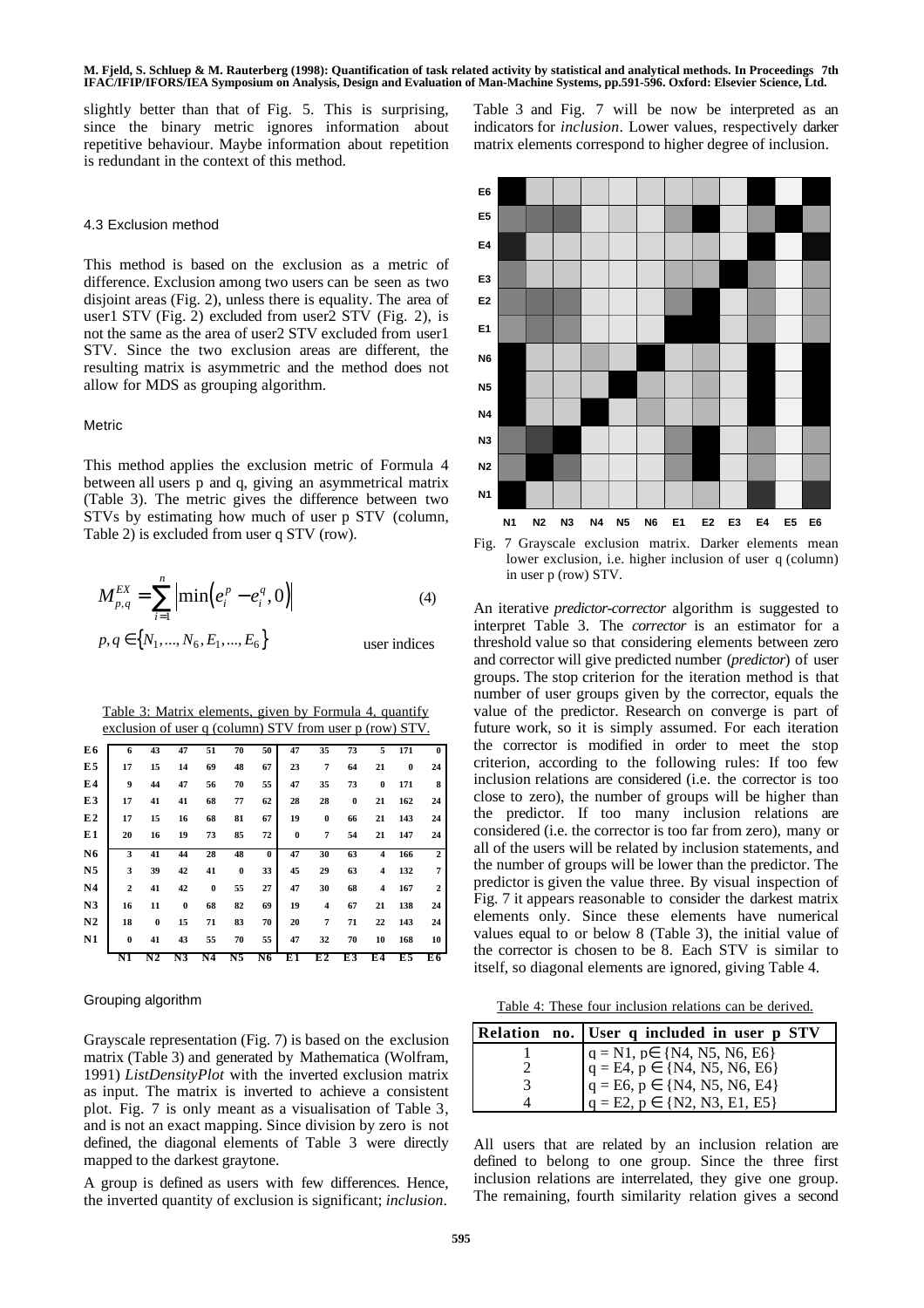slightly better than that of Fig. 5. This is surprising, since the binary metric ignores information about repetitive behaviour. Maybe information about repetition is redundant in the context of this method.

### 4.3 Exclusion method

This method is based on the exclusion as a metric of difference. Exclusion among two users can be seen as two disjoint areas (Fig. 2), unless there is equality. The area of user1 STV (Fig. 2) excluded from user2 STV (Fig. 2), is not the same as the area of user2 STV excluded from user1 STV. Since the two exclusion areas are different, the resulting matrix is asymmetric and the method does not allow for MDS as grouping algorithm.

#### Metric

This method applies the exclusion metric of Formula 4 between all users p and q, giving an asymmetrical matrix (Table 3). The metric gives the difference between two STVs by estimating how much of user p STV (column, Table 2) is excluded from user q STV (row).

$$M_{p,q}^{EX} = \sum_{i=1}^{n} \left| \min\left(e_i^p - e_i^q, 0\right) \right| \quad (4)$$

$$p,q \in \{N_1,...,N_6,E_1,...,E_6\} \quad \text{user indices}$$

Table 3: Matrix elements, given by Formula 4, quantify exclusion of user q (column) STV from user p (row) STV.

| | N1 | N2 | N3 | N4 | N5 | N6 | E1 | E2 | E3 | E4 | E5 | E6 |
|---|---|---|---|---|---|---|---|---|---|---|---|---|
| E6 | 6 | 43 | 47 | 51 | 70 | 50 | 47 | 35 | 73 | 5 | 171 | 0 |
| E5 | 17 | 15 | 14 | 69 | 48 | 67 | 23 | 7 | 64 | 21 | 0 | 24 |
| E4 | 9 | 44 | 47 | 56 | 70 | 55 | 47 | 35 | 73 | 0 | 171 | 8 |
| E3 | 17 | 41 | 41 | 68 | 77 | 62 | 28 | 28 | 0 | 21 | 162 | 24 |
| E2 | 17 | 15 | 16 | 68 | 81 | 67 | 19 | 0 | 66 | 21 | 143 | 24 |
| E1 | 20 | 16 | 19 | 73 | 85 | 72 | 0 | 7 | 54 | 21 | 147 | 24 |
| N6 | 3 | 41 | 44 | 28 | 48 | 0 | 47 | 30 | 63 | 4 | 166 | 2 |
| N5 | 3 | 39 | 42 | 41 | 0 | 33 | 45 | 29 | 63 | 4 | 132 | 7 |
| N4 | 2 | 41 | 42 | 0 | 55 | 27 | 47 | 30 | 68 | 4 | 167 | 2 |
| N3 | 16 | 11 | 0 | 68 | 82 | 69 | 19 | 4 | 67 | 21 | 138 | 24 |
| N2 | 18 | 0 | 15 | 71 | 83 | 70 | 20 | 7 | 71 | 22 | 143 | 24 |
| N1 | 0 | 41 | 43 | 55 | 70 | 55 | 47 | 32 | 70 | 10 | 168 | 10 |

#### Grouping algorithm

Grayscale representation (Fig. 7) is based on the exclusion matrix (Table 3) and generated by Mathematica (Wolfram, 1991) *ListDensityPlot* with the inverted exclusion matrix as input. The matrix is inverted to achieve a consistent plot. Fig. 7 is only meant as a visualisation of Table 3, and is not an exact mapping. Since division by zero is not defined, the diagonal elements of Table 3 were directly mapped to the darkest graytone.

A group is defined as users with few differences. Hence, the inverted quantity of exclusion is significant; *inclusion*. Table 3 and Fig. 7 will be now be interpreted as an indicators for *inclusion*. Lower values, respectively darker matrix elements correspond to higher degree of inclusion.

Fig. 7 Grayscale exclusion matrix. Darker elements mean lower exclusion, i.e. higher inclusion of user q (column) in user p (row) STV.

An iterative *predictor-corrector* algorithm is suggested to interpret Table 3. The *corrector* is an estimator for a threshold value so that considering elements between zero and corrector will give predicted number (*predictor*) of user groups. The stop criterion for the iteration method is that number of user groups given by the corrector, equals the value of the predictor. Research on converge is part of future work, so it is simply assumed. For each iteration the corrector is modified in order to meet the stop criterion, according to the following rules: If too few inclusion relations are considered (i.e. the corrector is too close to zero), the number of groups will be higher than the predictor. If too many inclusion relations are considered (i.e. the corrector is too far from zero), many or all of the users will be related by inclusion statements, and the number of groups will be lower than the predictor. The predictor is given the value three. By visual inspection of Fig. 7 it appears reasonable to consider the darkest matrix elements only. Since these elements have numerical values equal to or below 8 (Table 3), the initial value of the corrector is chosen to be 8. Each STV is similar to itself, so diagonal elements are ignored, giving Table 4.

Table 4: These four inclusion relations can be derived.

| Relation no. | User q included in user p STV |
|---|---|
| 1 | q = N1, p ∈ {N4, N5, N6, E6} |
| 2 | q = E4, p ∈ {N4, N5, N6, E6} |
| 3 | q = E6, p ∈ {N4, N5, N6, E4} |
| 4 | q = E2, p ∈ {N2, N3, E1, E5} |

All users that are related by an inclusion relation are defined to belong to one group. Since the three first inclusion relations are interrelated, they give one group. The remaining, fourth similarity relation gives a second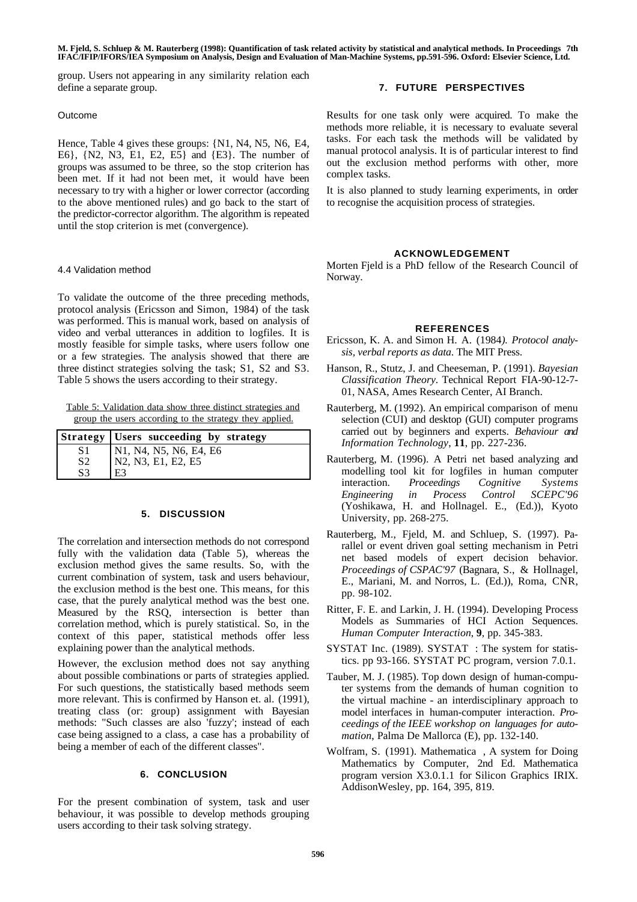group. Users not appearing in any similarity relation each define a separate group.

Outcome

Hence, Table 4 gives these groups: {N1, N4, N5, N6, E4, E6}, {N2, N3, E1, E2, E5} and {E3}. The number of groups was assumed to be three, so the stop criterion has been met. If it had not been met, it would have been necessary to try with a higher or lower corrector (according to the above mentioned rules) and go back to the start of the predictor-corrector algorithm. The algorithm is repeated until the stop criterion is met (convergence).

### 4.4 Validation method

To validate the outcome of the three preceding methods, protocol analysis (Ericsson and Simon, 1984) of the task was performed. This is manual work, based on analysis of video and verbal utterances in addition to logfiles. It is mostly feasible for simple tasks, where users follow one or a few strategies. The analysis showed that there are three distinct strategies solving the task; S1, S2 and S3. Table 5 shows the users according to their strategy.

Table 5: Validation data show three distinct strategies and group the users according to the strategy they applied.

| Strategy | Users succeeding by strategy |
|---|---|
| S1 | N1, N4, N5, N6, E4, E6 |
| S2 | N2, N3, E1, E2, E5 |
| S3 | E3 |

## 5. DISCUSSION

The correlation and intersection methods do not correspond fully with the validation data (Table 5), whereas the exclusion method gives the same results. So, with the current combination of system, task and users behaviour, the exclusion method is the best one. This means, for this case, that the purely analytical method was the best one. Measured by the RSQ, intersection is better than correlation method, which is purely statistical. So, in the context of this paper, statistical methods offer less explaining power than the analytical methods.

However, the exclusion method does not say anything about possible combinations or parts of strategies applied. For such questions, the statistically based methods seem more relevant. This is confirmed by Hanson et. al. (1991), treating class (or: group) assignment with Bayesian methods: "Such classes are also 'fuzzy'; instead of each case being assigned to a class, a case has a probability of being a member of each of the different classes".

## 6. CONCLUSION

For the present combination of system, task and user behaviour, it was possible to develop methods grouping users according to their task solving strategy.

## 7. FUTURE PERSPECTIVES

Results for one task only were acquired. To make the methods more reliable, it is necessary to evaluate several tasks. For each task the methods will be validated by manual protocol analysis. It is of particular interest to find out the exclusion method performs with other, more complex tasks.

It is also planned to study learning experiments, in order to recognise the acquisition process of strategies.

## ACKNOWLEDGEMENT

Morten Fjeld is a PhD fellow of the Research Council of Norway.

## REFERENCES

Ericsson, K. A. and Simon H. A. (1984). *Protocol analysis, verbal reports as data*. The MIT Press.

Hanson, R., Stutz, J. and Cheeseman, P. (1991). *Bayesian Classification Theory*. Technical Report FIA-90-12-7-01, NASA, Ames Research Center, AI Branch.

Rauterberg, M. (1992). An empirical comparison of menu selection (CUI) and desktop (GUI) computer programs carried out by beginners and experts. *Behaviour and Information Technology*, **11**, pp. 227-236.

Rauterberg, M. (1996). A Petri net based analyzing and modelling tool kit for logfiles in human computer interaction. *Proceedings Cognitive Systems Engineering in Process Control SCEPC'96* (Yoshikawa, H. and Hollnagel. E., (Ed.)), Kyoto University, pp. 268-275.

Rauterberg, M., Fjeld, M. and Schluep, S. (1997). Parallel or event driven goal setting mechanism in Petri net based models of expert decision behavior. *Proceedings of CSPAC'97* (Bagnara, S., & Hollnagel, E., Mariani, M. and Norros, L. (Ed.)), Roma, CNR, pp. 98-102.

Ritter, F. E. and Larkin, J. H. (1994). Developing Process Models as Summaries of HCI Action Sequences. *Human Computer Interaction*, **9**, pp. 345-383.

SYSTAT Inc. (1989). SYSTAT : The system for statistics. pp 93-166. SYSTAT PC program, version 7.0.1.

Tauber, M. J. (1985). Top down design of human-computer systems from the demands of human cognition to the virtual machine - an interdisciplinary approach to model interfaces in human-computer interaction. *Proceedings of the IEEE workshop on languages for automation*, Palma De Mallorca (E), pp. 132-140.

Wolfram, S. (1991). Mathematica , A system for Doing Mathematics by Computer, 2nd Ed. Mathematica program version X3.0.1.1 for Silicon Graphics IRIX. AddisonWesley, pp. 164, 395, 819.